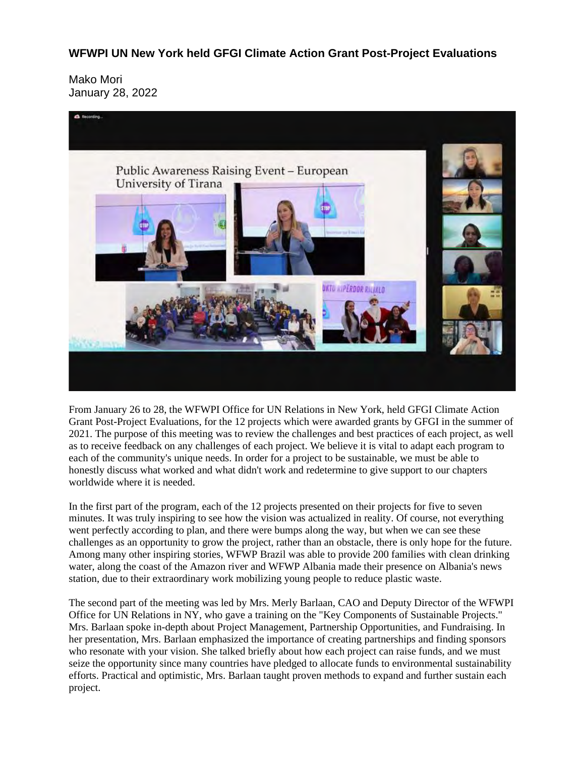# WFWPI UN New York held GFGI Climate Action Grant Post-Project Evaluations

Mako Mori
January 28, 2022

From January 26 to 28, the WFWPI Office for UN Relations in New York, held GFGI Climate Action Grant Post-Project Evaluations, for the 12 projects which were awarded grants by GFGI in the summer of 2021. The purpose of this meeting was to review the challenges and best practices of each project, as well as to receive feedback on any challenges of each project. We believe it is vital to adapt each program to each of the community's unique needs. In order for a project to be sustainable, we must be able to honestly discuss what worked and what didn't work and redetermine to give support to our chapters worldwide where it is needed.

In the first part of the program, each of the 12 projects presented on their projects for five to seven minutes. It was truly inspiring to see how the vision was actualized in reality. Of course, not everything went perfectly according to plan, and there were bumps along the way, but when we can see these challenges as an opportunity to grow the project, rather than an obstacle, there is only hope for the future. Among many other inspiring stories, WFWP Brazil was able to provide 200 families with clean drinking water, along the coast of the Amazon river and WFWP Albania made their presence on Albania's news station, due to their extraordinary work mobilizing young people to reduce plastic waste.

The second part of the meeting was led by Mrs. Merly Barlaan, CAO and Deputy Director of the WFWPI Office for UN Relations in NY, who gave a training on the "Key Components of Sustainable Projects." Mrs. Barlaan spoke in-depth about Project Management, Partnership Opportunities, and Fundraising. In her presentation, Mrs. Barlaan emphasized the importance of creating partnerships and finding sponsors who resonate with your vision. She talked briefly about how each project can raise funds, and we must seize the opportunity since many countries have pledged to allocate funds to environmental sustainability efforts. Practical and optimistic, Mrs. Barlaan taught proven methods to expand and further sustain each project.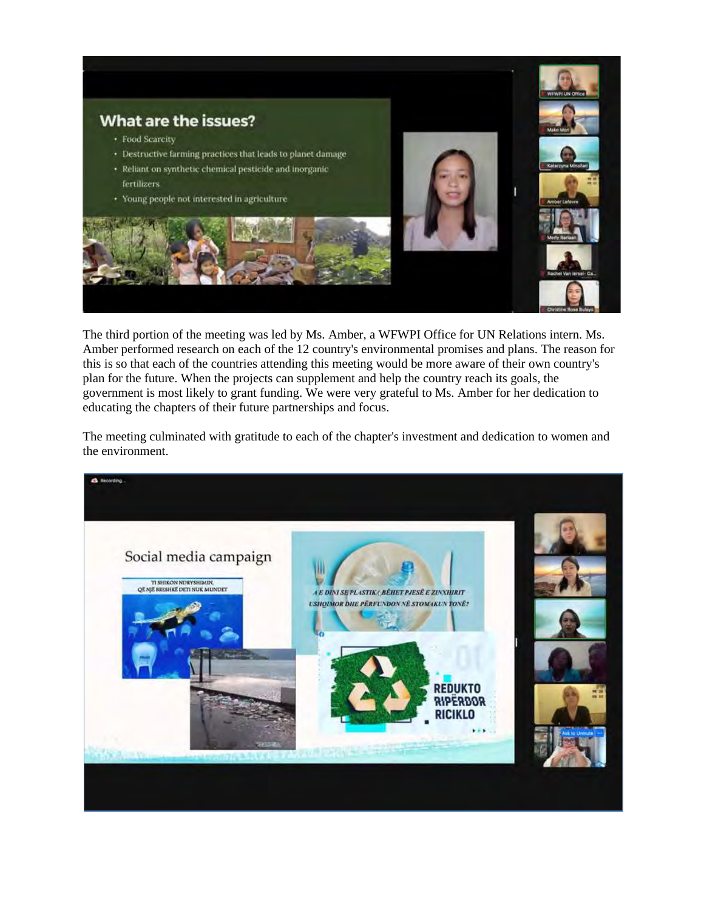The third portion of the meeting was led by Ms. Amber, a WFWPI Office for UN Relations intern. Ms. Amber performed research on each of the 12 country's environmental promises and plans. The reason for this is so that each of the countries attending this meeting would be more aware of their own country's plan for the future. When the projects can supplement and help the country reach its goals, the government is most likely to grant funding. We were very grateful to Ms. Amber for her dedication to educating the chapters of their future partnerships and focus.

The meeting culminated with gratitude to each of the chapter's investment and dedication to women and the environment.